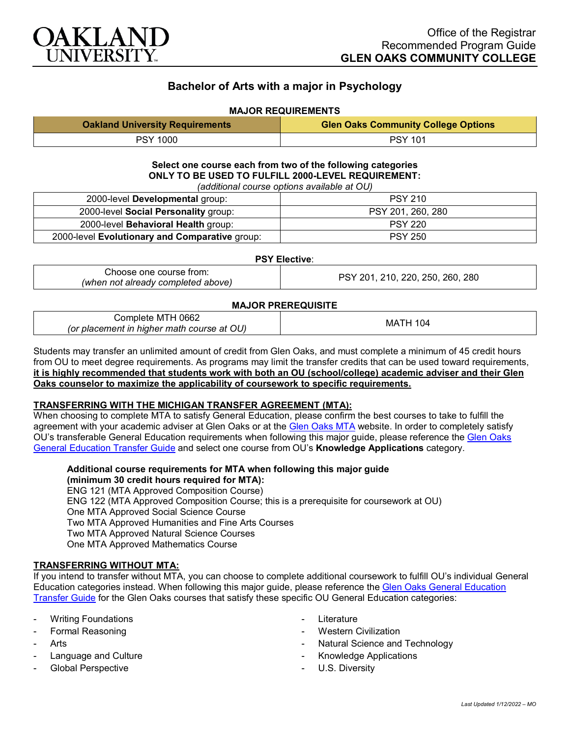Office of the Registrar
Recommended Program Guide
**GLEN OAKS COMMUNITY COLLEGE**

# Bachelor of Arts with a major in Psychology

### MAJOR REQUIREMENTS

| Oakland University Requirements | Glen Oaks Community College Options |
|---|---|
| PSY 1000 | PSY 101 |

**Select one course each from two of the following categories**
**ONLY TO BE USED TO FULFILL 2000-LEVEL REQUIREMENT:**
*(additional course options available at OU)*

| | |
|---|---|
| 2000-level **Developmental** group: | PSY 210 |
| 2000-level **Social Personality** group: | PSY 201, 260, 280 |
| 2000-level **Behavioral Health** group: | PSY 220 |
| 2000-level **Evolutionary and Comparative** group: | PSY 250 |

**PSY Elective**:

| | |
|---|---|
| Choose one course from: *(when not already completed above)* | PSY 201, 210, 220, 250, 260, 280 |

### MAJOR PREREQUISITE

| | |
|---|---|
| Complete MTH 0662 *(or placement in higher math course at OU)* | MATH 104 |

Students may transfer an unlimited amount of credit from Glen Oaks, and must complete a minimum of 45 credit hours from OU to meet degree requirements. As programs may limit the transfer credits that can be used toward requirements, **it is highly recommended that students work with both an OU (school/college) academic adviser and their Glen Oaks counselor to maximize the applicability of coursework to specific requirements.**

### TRANSFERRING WITH THE MICHIGAN TRANSFER AGREEMENT (MTA):

When choosing to complete MTA to satisfy General Education, please confirm the best courses to take to fulfill the agreement with your academic adviser at Glen Oaks or at the Glen Oaks MTA website. In order to completely satisfy OU's transferable General Education requirements when following this major guide, please reference the Glen Oaks General Education Transfer Guide and select one course from OU's **Knowledge Applications** category.

**Additional course requirements for MTA when following this major guide (minimum 30 credit hours required for MTA):**
ENG 121 (MTA Approved Composition Course)
ENG 122 (MTA Approved Composition Course; this is a prerequisite for coursework at OU)
One MTA Approved Social Science Course
Two MTA Approved Humanities and Fine Arts Courses
Two MTA Approved Natural Science Courses
One MTA Approved Mathematics Course

### TRANSFERRING WITHOUT MTA:

If you intend to transfer without MTA, you can choose to complete additional coursework to fulfill OU's individual General Education categories instead. When following this major guide, please reference the Glen Oaks General Education Transfer Guide for the Glen Oaks courses that satisfy these specific OU General Education categories:

- Writing Foundations
- Formal Reasoning
- Arts
- Language and Culture
- Global Perspective
- Literature
- Western Civilization
- Natural Science and Technology
- Knowledge Applications
- U.S. Diversity

*Last Updated 1/12/2022 – MO*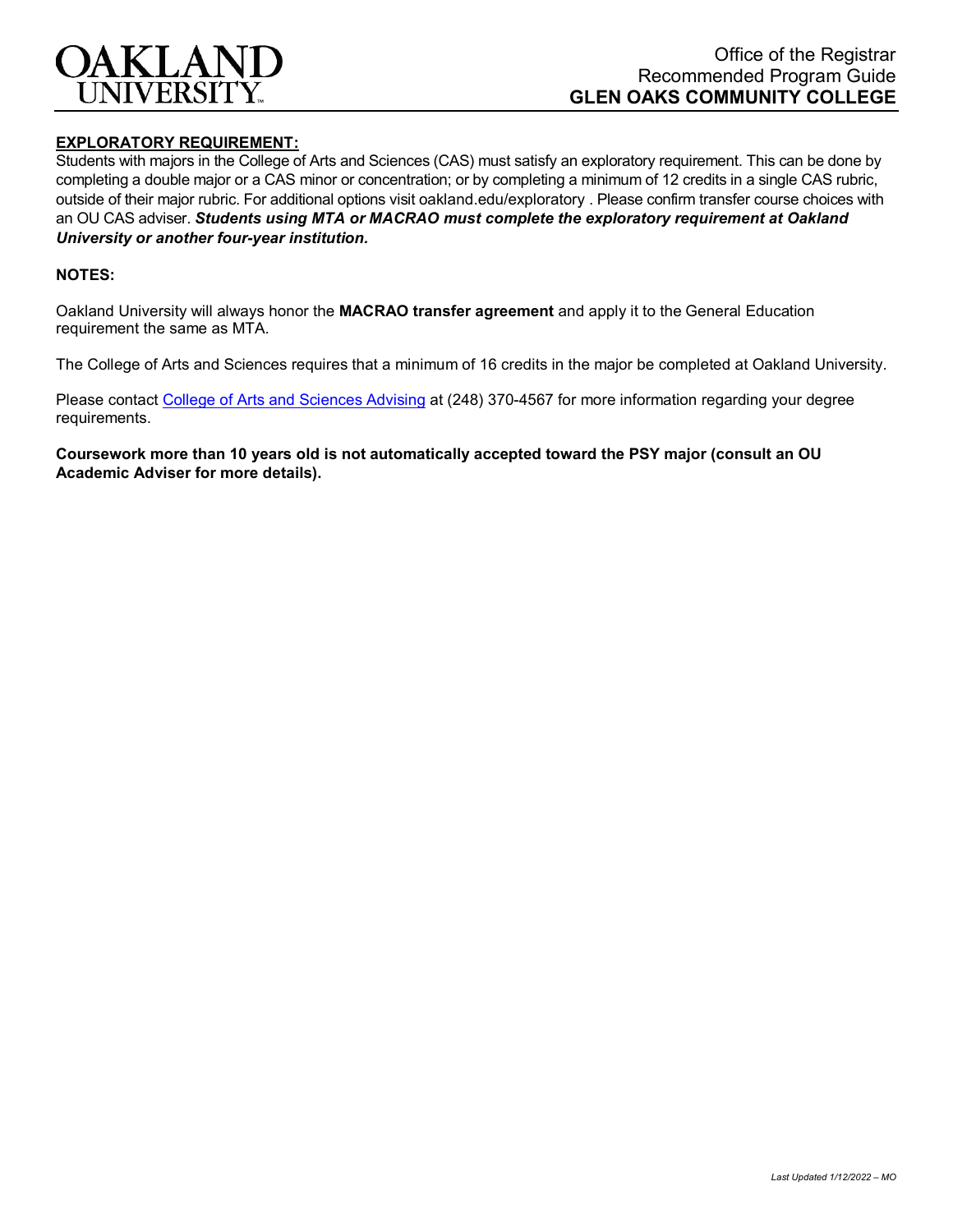**EXPLORATORY REQUIREMENT:**

Students with majors in the College of Arts and Sciences (CAS) must satisfy an exploratory requirement. This can be done by completing a double major or a CAS minor or concentration; or by completing a minimum of 12 credits in a single CAS rubric, outside of their major rubric. For additional options visit oakland.edu/exploratory . Please confirm transfer course choices with an OU CAS adviser. ***Students using MTA or MACRAO must complete the exploratory requirement at Oakland University or another four-year institution.***

**NOTES:**

Oakland University will always honor the **MACRAO transfer agreement** and apply it to the General Education requirement the same as MTA.

The College of Arts and Sciences requires that a minimum of 16 credits in the major be completed at Oakland University.

Please contact College of Arts and Sciences Advising at (248) 370-4567 for more information regarding your degree requirements.

**Coursework more than 10 years old is not automatically accepted toward the PSY major (consult an OU Academic Adviser for more details).**

*Last Updated 1/12/2022 – MO*